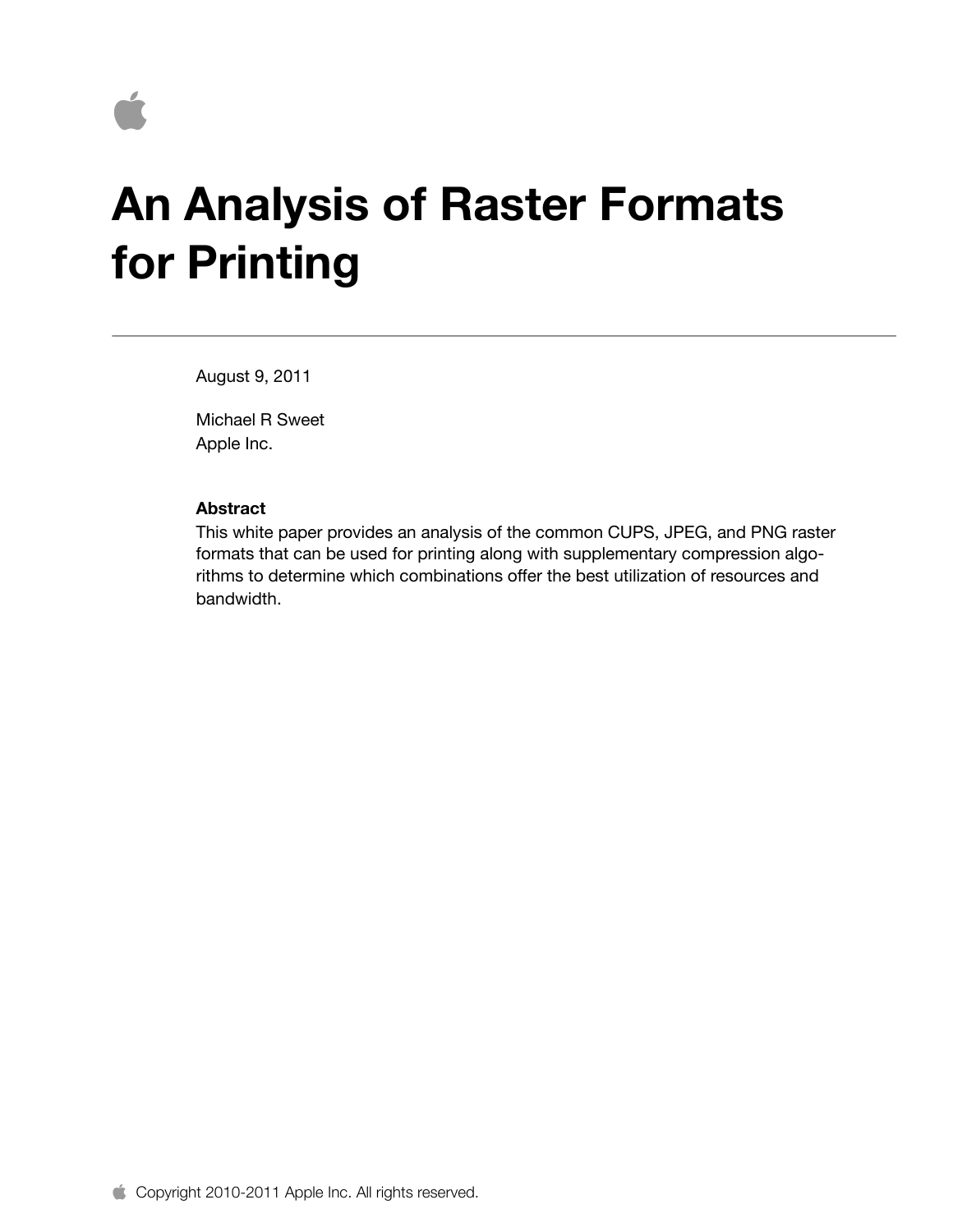# An Analysis of Raster Formats for Printing

August 9, 2011

Michael R Sweet
Apple Inc.

**Abstract**
This white paper provides an analysis of the common CUPS, JPEG, and PNG raster formats that can be used for printing along with supplementary compression algorithms to determine which combinations offer the best utilization of resources and bandwidth.

Copyright 2010-2011 Apple Inc. All rights reserved.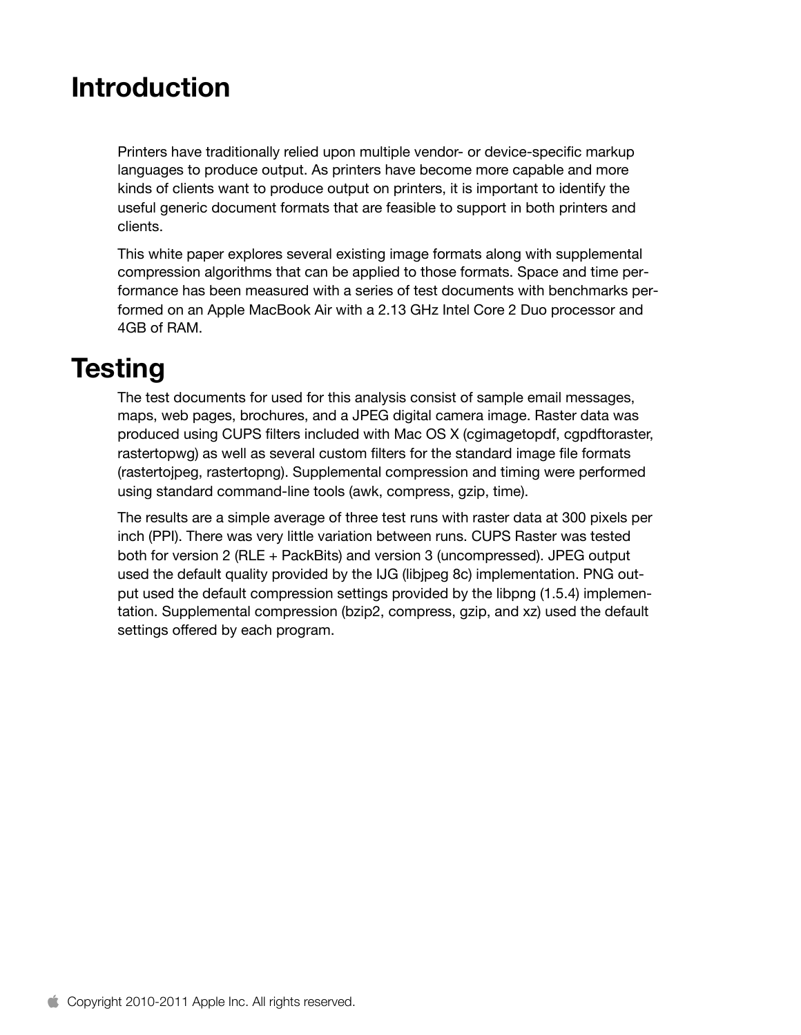# Introduction

Printers have traditionally relied upon multiple vendor- or device-specific markup languages to produce output. As printers have become more capable and more kinds of clients want to produce output on printers, it is important to identify the useful generic document formats that are feasible to support in both printers and clients.

This white paper explores several existing image formats along with supplemental compression algorithms that can be applied to those formats. Space and time performance has been measured with a series of test documents with benchmarks performed on an Apple MacBook Air with a 2.13 GHz Intel Core 2 Duo processor and 4GB of RAM.

# Testing

The test documents for used for this analysis consist of sample email messages, maps, web pages, brochures, and a JPEG digital camera image. Raster data was produced using CUPS filters included with Mac OS X (cgimagetopdf, cgpdftoraster, rastertopwg) as well as several custom filters for the standard image file formats (rastertojpeg, rastertopng). Supplemental compression and timing were performed using standard command-line tools (awk, compress, gzip, time).

The results are a simple average of three test runs with raster data at 300 pixels per inch (PPI). There was very little variation between runs. CUPS Raster was tested both for version 2 (RLE + PackBits) and version 3 (uncompressed). JPEG output used the default quality provided by the IJG (libjpeg 8c) implementation. PNG output used the default compression settings provided by the libpng (1.5.4) implementation. Supplemental compression (bzip2, compress, gzip, and xz) used the default settings offered by each program.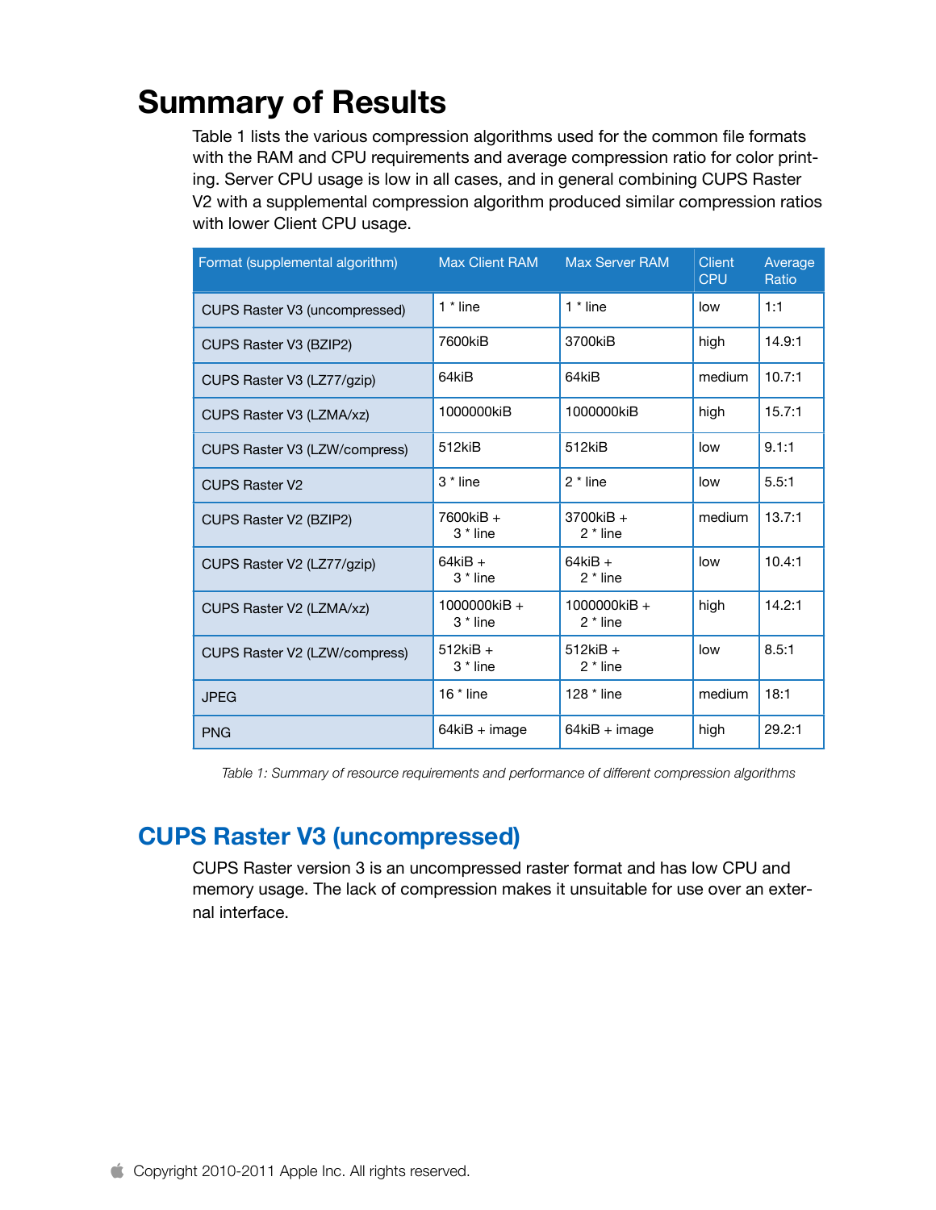# Summary of Results

Table 1 lists the various compression algorithms used for the common file formats with the RAM and CPU requirements and average compression ratio for color printing. Server CPU usage is low in all cases, and in general combining CUPS Raster V2 with a supplemental compression algorithm produced similar compression ratios with lower Client CPU usage.

| Format (supplemental algorithm) | Max Client RAM | Max Server RAM | Client CPU | Average Ratio |
|---|---|---|---|---|
| CUPS Raster V3 (uncompressed) | 1 * line | 1 * line | low | 1:1 |
| CUPS Raster V3 (BZIP2) | 7600kiB | 3700kiB | high | 14.9:1 |
| CUPS Raster V3 (LZ77/gzip) | 64kiB | 64kiB | medium | 10.7:1 |
| CUPS Raster V3 (LZMA/xz) | 1000000kiB | 1000000kiB | high | 15.7:1 |
| CUPS Raster V3 (LZW/compress) | 512kiB | 512kiB | low | 9.1:1 |
| CUPS Raster V2 | 3 * line | 2 * line | low | 5.5:1 |
| CUPS Raster V2 (BZIP2) | 7600kiB + 3 * line | 3700kiB + 2 * line | medium | 13.7:1 |
| CUPS Raster V2 (LZ77/gzip) | 64kiB + 3 * line | 64kiB + 2 * line | low | 10.4:1 |
| CUPS Raster V2 (LZMA/xz) | 1000000kiB + 3 * line | 1000000kiB + 2 * line | high | 14.2:1 |
| CUPS Raster V2 (LZW/compress) | 512kiB + 3 * line | 512kiB + 2 * line | low | 8.5:1 |
| JPEG | 16 * line | 128 * line | medium | 18:1 |
| PNG | 64kiB + image | 64kiB + image | high | 29.2:1 |

*Table 1: Summary of resource requirements and performance of different compression algorithms*

## CUPS Raster V3 (uncompressed)

CUPS Raster version 3 is an uncompressed raster format and has low CPU and memory usage. The lack of compression makes it unsuitable for use over an external interface.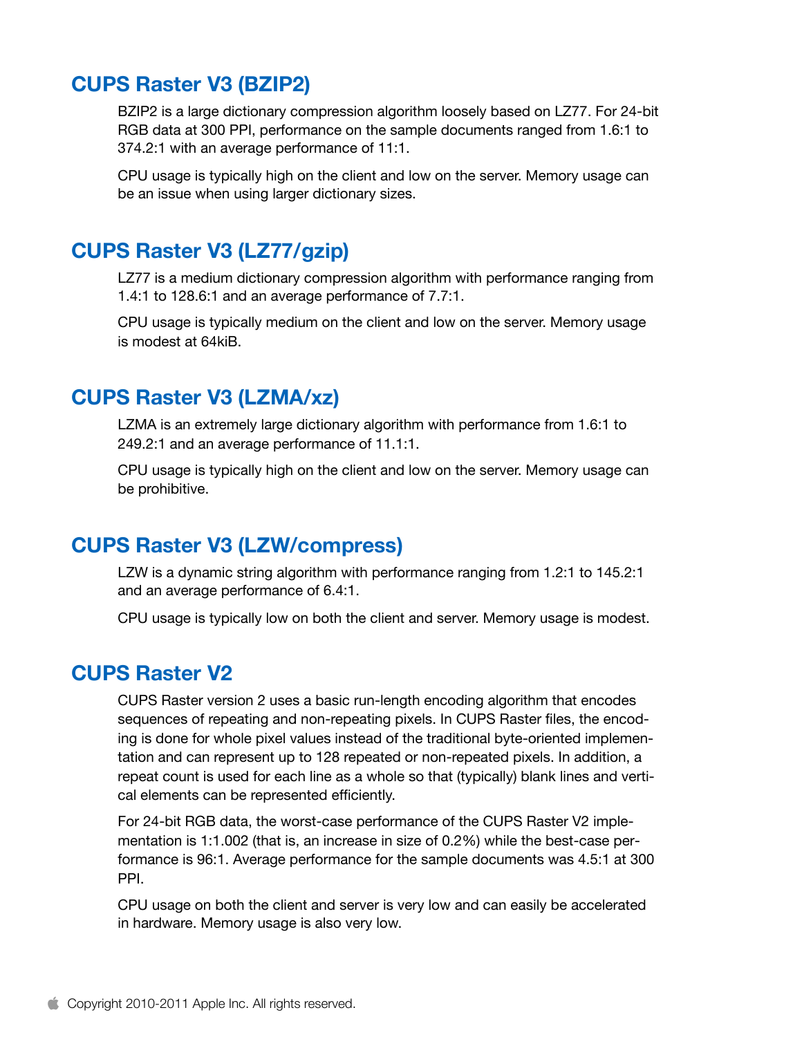## CUPS Raster V3 (BZIP2)

BZIP2 is a large dictionary compression algorithm loosely based on LZ77. For 24-bit RGB data at 300 PPI, performance on the sample documents ranged from 1.6:1 to 374.2:1 with an average performance of 11:1.

CPU usage is typically high on the client and low on the server. Memory usage can be an issue when using larger dictionary sizes.

## CUPS Raster V3 (LZ77/gzip)

LZ77 is a medium dictionary compression algorithm with performance ranging from 1.4:1 to 128.6:1 and an average performance of 7.7:1.

CPU usage is typically medium on the client and low on the server. Memory usage is modest at 64kiB.

## CUPS Raster V3 (LZMA/xz)

LZMA is an extremely large dictionary algorithm with performance from 1.6:1 to 249.2:1 and an average performance of 11.1:1.

CPU usage is typically high on the client and low on the server. Memory usage can be prohibitive.

## CUPS Raster V3 (LZW/compress)

LZW is a dynamic string algorithm with performance ranging from 1.2:1 to 145.2:1 and an average performance of 6.4:1.

CPU usage is typically low on both the client and server. Memory usage is modest.

## CUPS Raster V2

CUPS Raster version 2 uses a basic run-length encoding algorithm that encodes sequences of repeating and non-repeating pixels. In CUPS Raster files, the encoding is done for whole pixel values instead of the traditional byte-oriented implementation and can represent up to 128 repeated or non-repeated pixels. In addition, a repeat count is used for each line as a whole so that (typically) blank lines and vertical elements can be represented efficiently.

For 24-bit RGB data, the worst-case performance of the CUPS Raster V2 implementation is 1:1.002 (that is, an increase in size of 0.2%) while the best-case performance is 96:1. Average performance for the sample documents was 4.5:1 at 300 PPI.

CPU usage on both the client and server is very low and can easily be accelerated in hardware. Memory usage is also very low.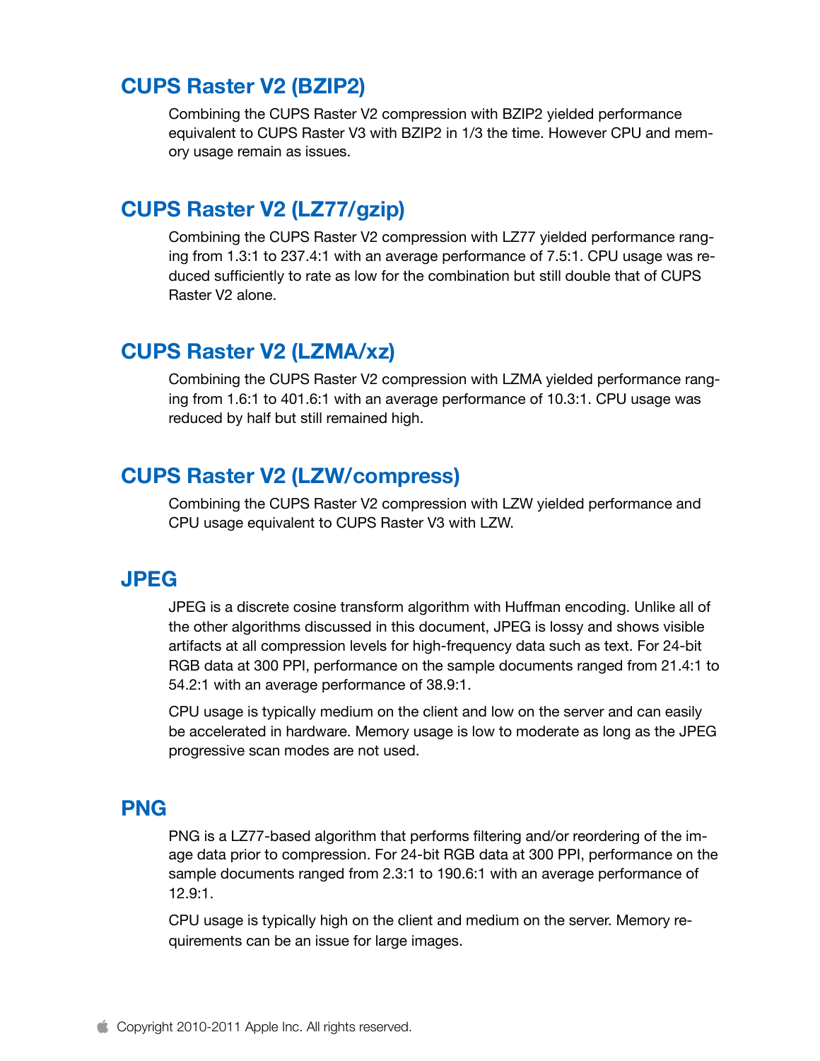## CUPS Raster V2 (BZIP2)

Combining the CUPS Raster V2 compression with BZIP2 yielded performance equivalent to CUPS Raster V3 with BZIP2 in 1/3 the time. However CPU and memory usage remain as issues.

## CUPS Raster V2 (LZ77/gzip)

Combining the CUPS Raster V2 compression with LZ77 yielded performance ranging from 1.3:1 to 237.4:1 with an average performance of 7.5:1. CPU usage was reduced sufficiently to rate as low for the combination but still double that of CUPS Raster V2 alone.

## CUPS Raster V2 (LZMA/xz)

Combining the CUPS Raster V2 compression with LZMA yielded performance ranging from 1.6:1 to 401.6:1 with an average performance of 10.3:1. CPU usage was reduced by half but still remained high.

## CUPS Raster V2 (LZW/compress)

Combining the CUPS Raster V2 compression with LZW yielded performance and CPU usage equivalent to CUPS Raster V3 with LZW.

## JPEG

JPEG is a discrete cosine transform algorithm with Huffman encoding. Unlike all of the other algorithms discussed in this document, JPEG is lossy and shows visible artifacts at all compression levels for high-frequency data such as text. For 24-bit RGB data at 300 PPI, performance on the sample documents ranged from 21.4:1 to 54.2:1 with an average performance of 38.9:1.

CPU usage is typically medium on the client and low on the server and can easily be accelerated in hardware. Memory usage is low to moderate as long as the JPEG progressive scan modes are not used.

## PNG

PNG is a LZ77-based algorithm that performs filtering and/or reordering of the image data prior to compression. For 24-bit RGB data at 300 PPI, performance on the sample documents ranged from 2.3:1 to 190.6:1 with an average performance of 12.9:1.

CPU usage is typically high on the client and medium on the server. Memory requirements can be an issue for large images.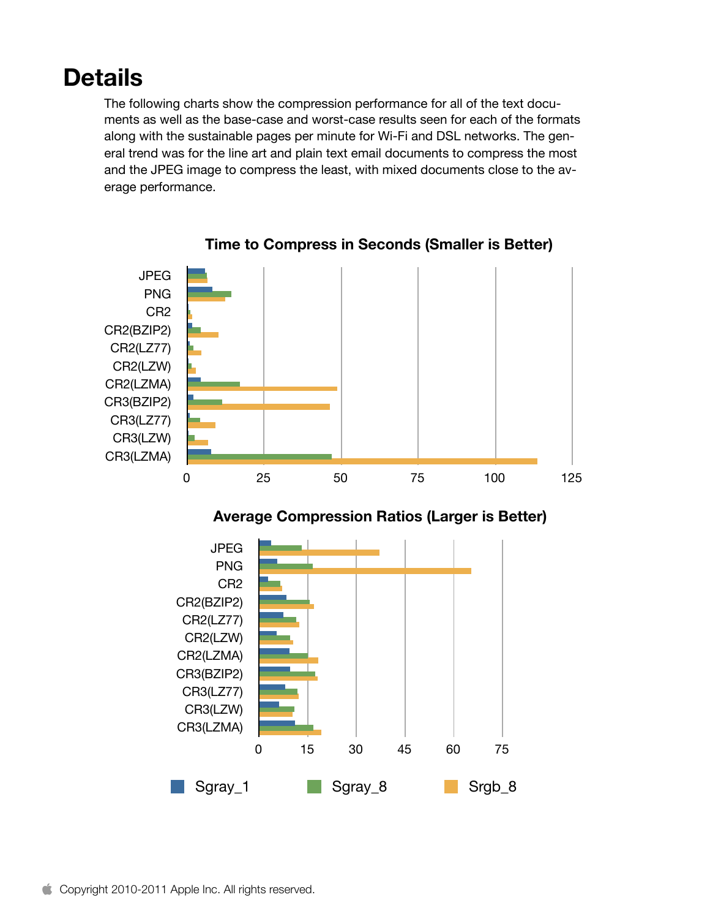# Details

The following charts show the compression performance for all of the text documents as well as the base-case and worst-case results seen for each of the formats along with the sustainable pages per minute for Wi-Fi and DSL networks. The general trend was for the line art and plain text email documents to compress the most and the JPEG image to compress the least, with mixed documents close to the average performance.

**Time to Compress in Seconds (Smaller is Better)**

**Average Compression Ratios (Larger is Better)**

Sgray_1 Sgray_8 Srgb_8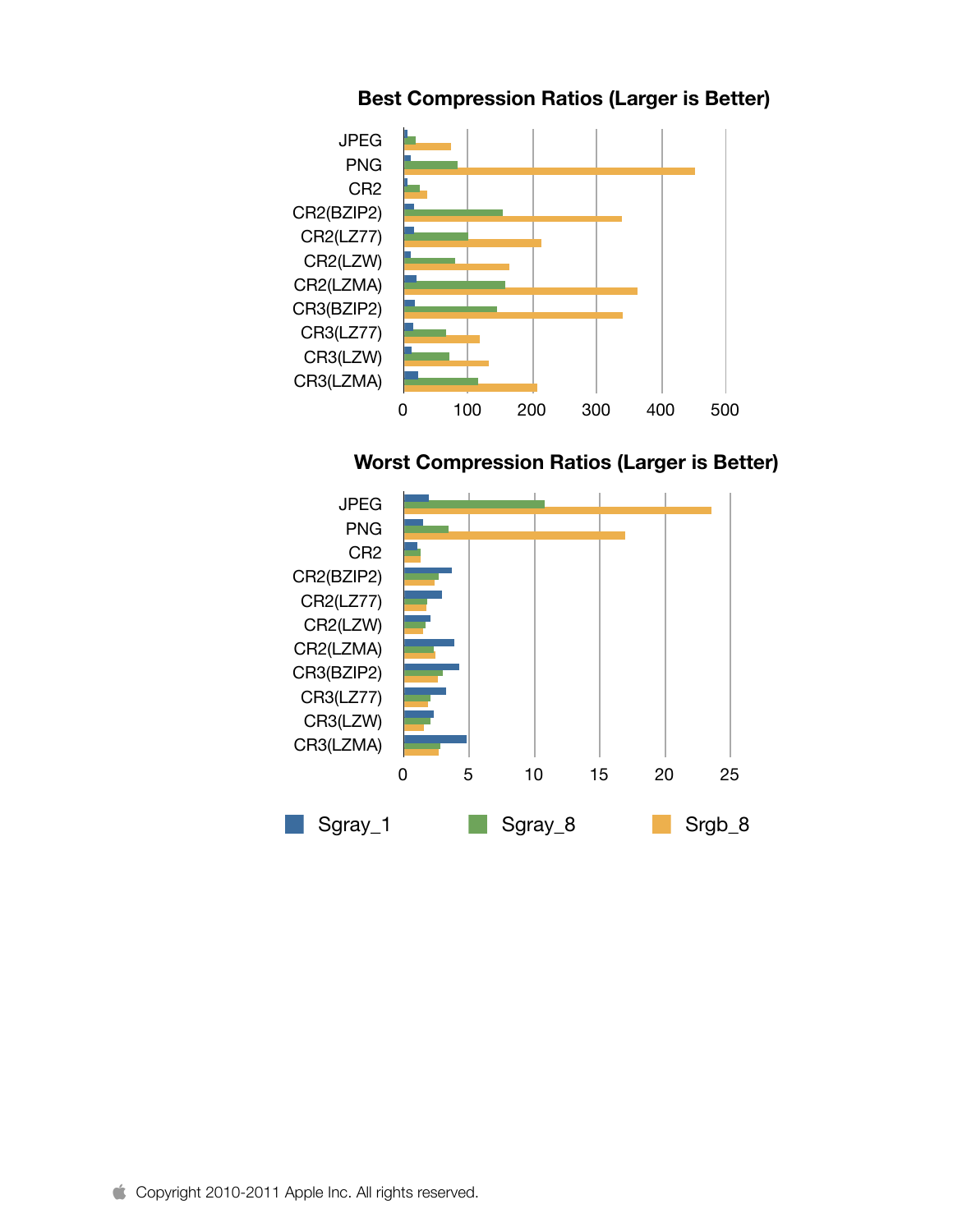**Best Compression Ratios (Larger is Better)**

JPEG
PNG
CR2
CR2(BZIP2)
CR2(LZ77)
CR2(LZW)
CR2(LZMA)
CR3(BZIP2)
CR3(LZ77)
CR3(LZW)
CR3(LZMA)

0 100 200 300 400 500

**Worst Compression Ratios (Larger is Better)**

JPEG
PNG
CR2
CR2(BZIP2)
CR2(LZ77)
CR2(LZW)
CR2(LZMA)
CR3(BZIP2)
CR3(LZ77)
CR3(LZW)
CR3(LZMA)

0 5 10 15 20 25

Sgray_1 Sgray_8 Srgb_8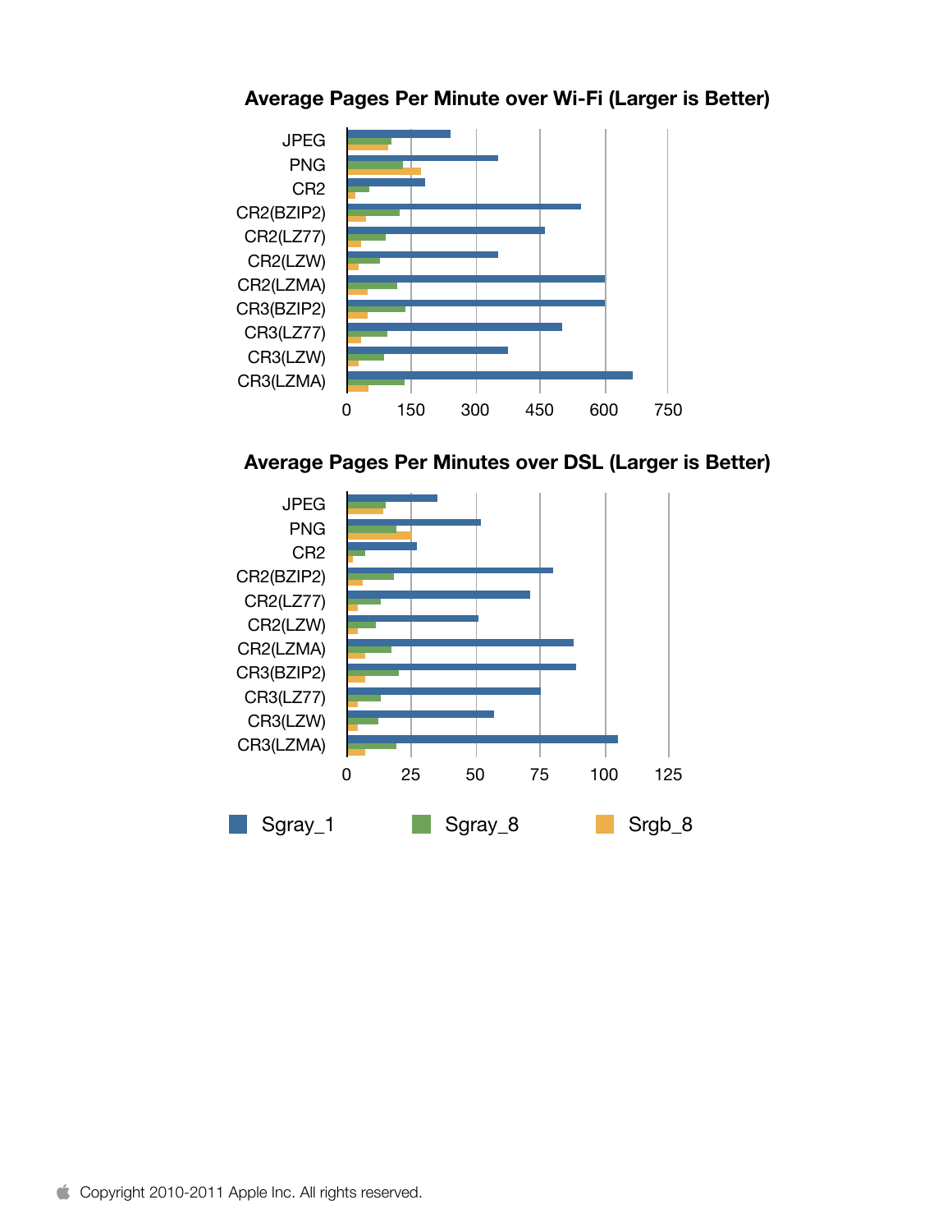**Average Pages Per Minute over Wi-Fi (Larger is Better)**

JPEG
PNG
CR2
CR2(BZIP2)
CR2(LZ77)
CR2(LZW)
CR2(LZMA)
CR3(BZIP2)
CR3(LZ77)
CR3(LZW)
CR3(LZMA)

0 150 300 450 600 750

**Average Pages Per Minutes over DSL (Larger is Better)**

JPEG
PNG
CR2
CR2(BZIP2)
CR2(LZ77)
CR2(LZW)
CR2(LZMA)
CR3(BZIP2)
CR3(LZ77)
CR3(LZW)
CR3(LZMA)

0 25 50 75 100 125

Sgray_1 Sgray_8 Srgb_8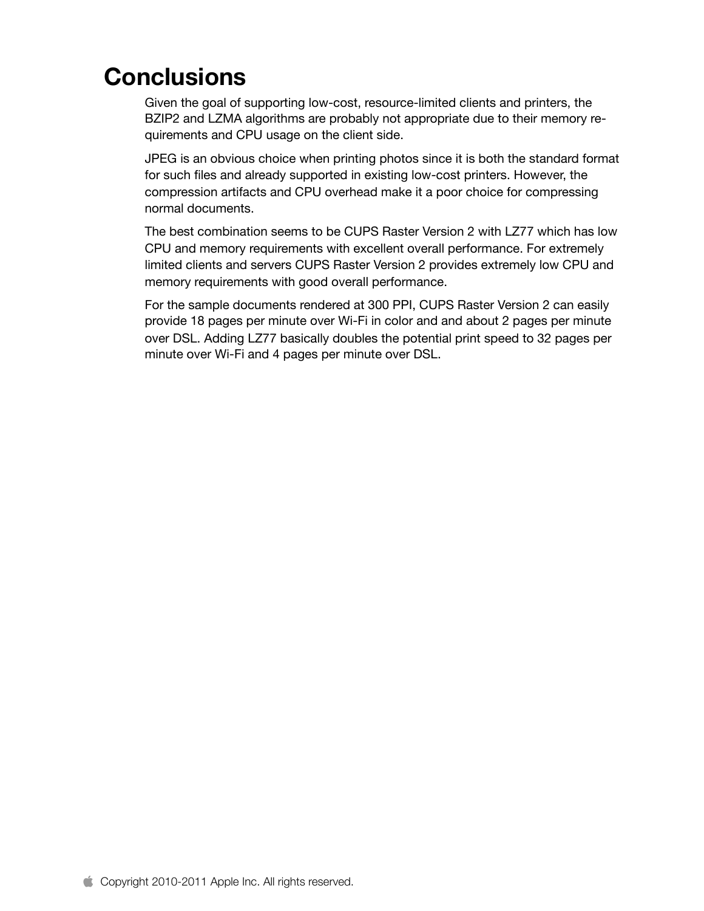# Conclusions

Given the goal of supporting low-cost, resource-limited clients and printers, the BZIP2 and LZMA algorithms are probably not appropriate due to their memory requirements and CPU usage on the client side.

JPEG is an obvious choice when printing photos since it is both the standard format for such files and already supported in existing low-cost printers. However, the compression artifacts and CPU overhead make it a poor choice for compressing normal documents.

The best combination seems to be CUPS Raster Version 2 with LZ77 which has low CPU and memory requirements with excellent overall performance. For extremely limited clients and servers CUPS Raster Version 2 provides extremely low CPU and memory requirements with good overall performance.

For the sample documents rendered at 300 PPI, CUPS Raster Version 2 can easily provide 18 pages per minute over Wi-Fi in color and and about 2 pages per minute over DSL. Adding LZ77 basically doubles the potential print speed to 32 pages per minute over Wi-Fi and 4 pages per minute over DSL.